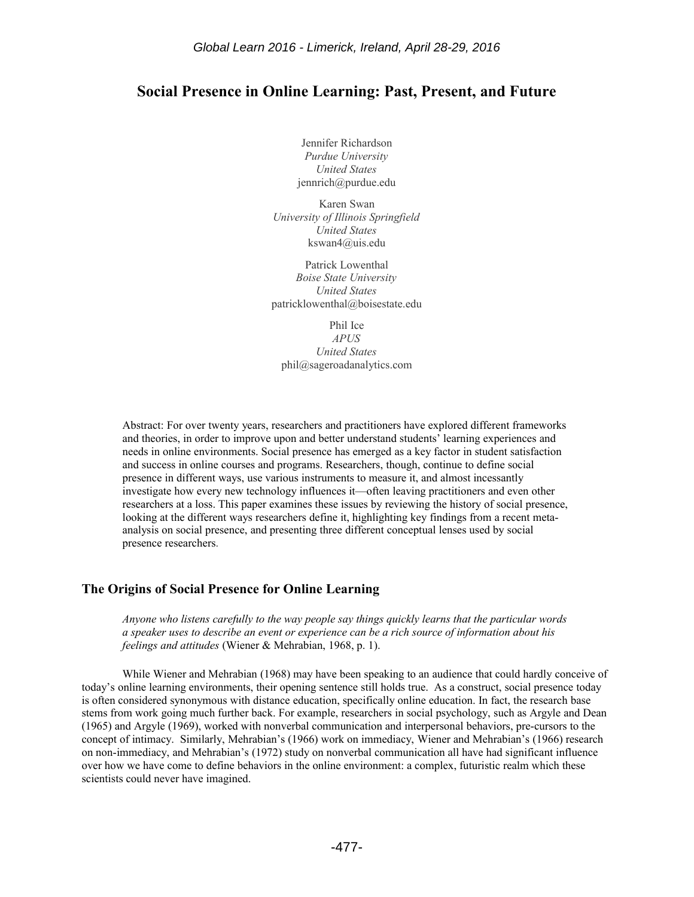# Social Presence in Online Learning: Past, Present, and Future

Jennifer Richardson
*Purdue University*
*United States*
jennrich@purdue.edu

Karen Swan
*University of Illinois Springfield*
*United States*
kswan4@uis.edu

Patrick Lowenthal
*Boise State University*
*United States*
patricklowenthal@boisestate.edu

Phil Ice
*APUS*
*United States*
phil@sageroadanalytics.com

Abstract: For over twenty years, researchers and practitioners have explored different frameworks and theories, in order to improve upon and better understand students' learning experiences and needs in online environments. Social presence has emerged as a key factor in student satisfaction and success in online courses and programs. Researchers, though, continue to define social presence in different ways, use various instruments to measure it, and almost incessantly investigate how every new technology influences it—often leaving practitioners and even other researchers at a loss. This paper examines these issues by reviewing the history of social presence, looking at the different ways researchers define it, highlighting key findings from a recent meta-analysis on social presence, and presenting three different conceptual lenses used by social presence researchers.

## The Origins of Social Presence for Online Learning

*Anyone who listens carefully to the way people say things quickly learns that the particular words a speaker uses to describe an event or experience can be a rich source of information about his feelings and attitudes* (Wiener & Mehrabian, 1968, p. 1).

While Wiener and Mehrabian (1968) may have been speaking to an audience that could hardly conceive of today's online learning environments, their opening sentence still holds true. As a construct, social presence today is often considered synonymous with distance education, specifically online education. In fact, the research base stems from work going much further back. For example, researchers in social psychology, such as Argyle and Dean (1965) and Argyle (1969), worked with nonverbal communication and interpersonal behaviors, pre-cursors to the concept of intimacy. Similarly, Mehrabian's (1966) work on immediacy, Wiener and Mehrabian's (1966) research on non-immediacy, and Mehrabian's (1972) study on nonverbal communication all have had significant influence over how we have come to define behaviors in the online environment: a complex, futuristic realm which these scientists could never have imagined.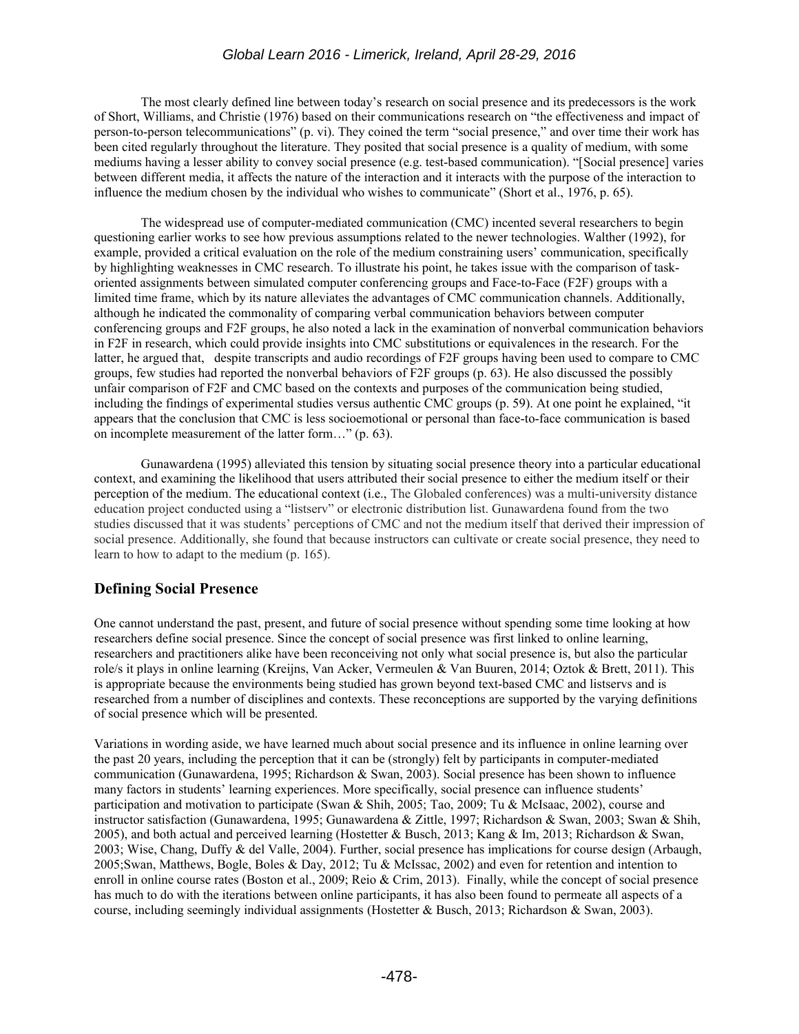The most clearly defined line between today's research on social presence and its predecessors is the work of Short, Williams, and Christie (1976) based on their communications research on "the effectiveness and impact of person-to-person telecommunications" (p. vi). They coined the term "social presence," and over time their work has been cited regularly throughout the literature. They posited that social presence is a quality of medium, with some mediums having a lesser ability to convey social presence (e.g. test-based communication). "[Social presence] varies between different media, it affects the nature of the interaction and it interacts with the purpose of the interaction to influence the medium chosen by the individual who wishes to communicate" (Short et al., 1976, p. 65).

The widespread use of computer-mediated communication (CMC) incented several researchers to begin questioning earlier works to see how previous assumptions related to the newer technologies. Walther (1992), for example, provided a critical evaluation on the role of the medium constraining users' communication, specifically by highlighting weaknesses in CMC research. To illustrate his point, he takes issue with the comparison of task-oriented assignments between simulated computer conferencing groups and Face-to-Face (F2F) groups with a limited time frame, which by its nature alleviates the advantages of CMC communication channels. Additionally, although he indicated the commonality of comparing verbal communication behaviors between computer conferencing groups and F2F groups, he also noted a lack in the examination of nonverbal communication behaviors in F2F in research, which could provide insights into CMC substitutions or equivalences in the research. For the latter, he argued that, despite transcripts and audio recordings of F2F groups having been used to compare to CMC groups, few studies had reported the nonverbal behaviors of F2F groups (p. 63). He also discussed the possibly unfair comparison of F2F and CMC based on the contexts and purposes of the communication being studied, including the findings of experimental studies versus authentic CMC groups (p. 59). At one point he explained, "it appears that the conclusion that CMC is less socioemotional or personal than face-to-face communication is based on incomplete measurement of the latter form…" (p. 63).

Gunawardena (1995) alleviated this tension by situating social presence theory into a particular educational context, and examining the likelihood that users attributed their social presence to either the medium itself or their perception of the medium. The educational context (i.e., The Globaled conferences) was a multi-university distance education project conducted using a "listserv" or electronic distribution list. Gunawardena found from the two studies discussed that it was students' perceptions of CMC and not the medium itself that derived their impression of social presence. Additionally, she found that because instructors can cultivate or create social presence, they need to learn to how to adapt to the medium (p. 165).

## Defining Social Presence

One cannot understand the past, present, and future of social presence without spending some time looking at how researchers define social presence. Since the concept of social presence was first linked to online learning, researchers and practitioners alike have been reconceiving not only what social presence is, but also the particular role/s it plays in online learning (Kreijns, Van Acker, Vermeulen & Van Buuren, 2014; Oztok & Brett, 2011). This is appropriate because the environments being studied has grown beyond text-based CMC and listservs and is researched from a number of disciplines and contexts. These reconceptions are supported by the varying definitions of social presence which will be presented.

Variations in wording aside, we have learned much about social presence and its influence in online learning over the past 20 years, including the perception that it can be (strongly) felt by participants in computer-mediated communication (Gunawardena, 1995; Richardson & Swan, 2003). Social presence has been shown to influence many factors in students' learning experiences. More specifically, social presence can influence students' participation and motivation to participate (Swan & Shih, 2005; Tao, 2009; Tu & McIsaac, 2002), course and instructor satisfaction (Gunawardena, 1995; Gunawardena & Zittle, 1997; Richardson & Swan, 2003; Swan & Shih, 2005), and both actual and perceived learning (Hostetter & Busch, 2013; Kang & Im, 2013; Richardson & Swan, 2003; Wise, Chang, Duffy & del Valle, 2004). Further, social presence has implications for course design (Arbaugh, 2005;Swan, Matthews, Bogle, Boles & Day, 2012; Tu & McIssac, 2002) and even for retention and intention to enroll in online course rates (Boston et al., 2009; Reio & Crim, 2013). Finally, while the concept of social presence has much to do with the iterations between online participants, it has also been found to permeate all aspects of a course, including seemingly individual assignments (Hostetter & Busch, 2013; Richardson & Swan, 2003).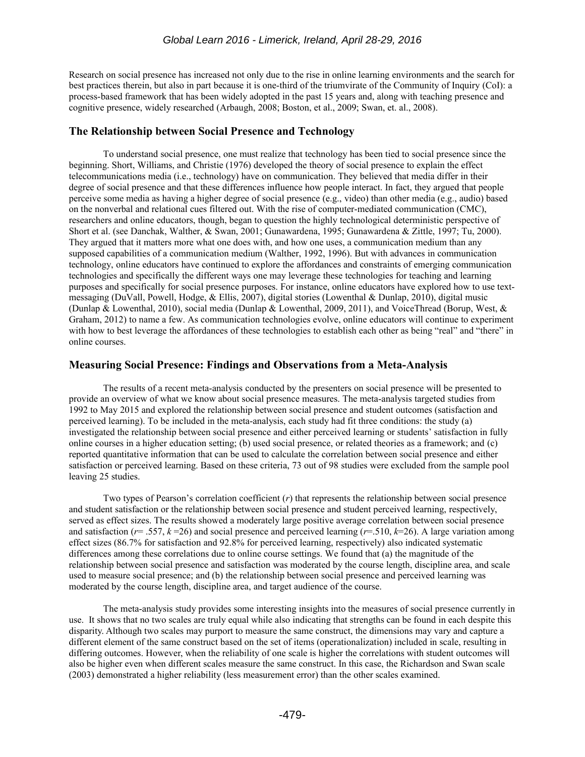Research on social presence has increased not only due to the rise in online learning environments and the search for best practices therein, but also in part because it is one-third of the triumvirate of the Community of Inquiry (CoI): a process-based framework that has been widely adopted in the past 15 years and, along with teaching presence and cognitive presence, widely researched (Arbaugh, 2008; Boston, et al., 2009; Swan, et. al., 2008).

## The Relationship between Social Presence and Technology

To understand social presence, one must realize that technology has been tied to social presence since the beginning. Short, Williams, and Christie (1976) developed the theory of social presence to explain the effect telecommunications media (i.e., technology) have on communication. They believed that media differ in their degree of social presence and that these differences influence how people interact. In fact, they argued that people perceive some media as having a higher degree of social presence (e.g., video) than other media (e.g., audio) based on the nonverbal and relational cues filtered out. With the rise of computer-mediated communication (CMC), researchers and online educators, though, began to question the highly technological deterministic perspective of Short et al. (see Danchak, Walther, & Swan, 2001; Gunawardena, 1995; Gunawardena & Zittle, 1997; Tu, 2000). They argued that it matters more what one does with, and how one uses, a communication medium than any supposed capabilities of a communication medium (Walther, 1992, 1996). But with advances in communication technology, online educators have continued to explore the affordances and constraints of emerging communication technologies and specifically the different ways one may leverage these technologies for teaching and learning purposes and specifically for social presence purposes. For instance, online educators have explored how to use text-messaging (DuVall, Powell, Hodge, & Ellis, 2007), digital stories (Lowenthal & Dunlap, 2010), digital music (Dunlap & Lowenthal, 2010), social media (Dunlap & Lowenthal, 2009, 2011), and VoiceThread (Borup, West, & Graham, 2012) to name a few. As communication technologies evolve, online educators will continue to experiment with how to best leverage the affordances of these technologies to establish each other as being "real" and "there" in online courses.

## Measuring Social Presence: Findings and Observations from a Meta-Analysis

The results of a recent meta-analysis conducted by the presenters on social presence will be presented to provide an overview of what we know about social presence measures. The meta-analysis targeted studies from 1992 to May 2015 and explored the relationship between social presence and student outcomes (satisfaction and perceived learning). To be included in the meta-analysis, each study had fit three conditions: the study (a) investigated the relationship between social presence and either perceived learning or students' satisfaction in fully online courses in a higher education setting; (b) used social presence, or related theories as a framework; and (c) reported quantitative information that can be used to calculate the correlation between social presence and either satisfaction or perceived learning. Based on these criteria, 73 out of 98 studies were excluded from the sample pool leaving 25 studies.

Two types of Pearson's correlation coefficient ($r$) that represents the relationship between social presence and student satisfaction or the relationship between social presence and student perceived learning, respectively, served as effect sizes. The results showed a moderately large positive average correlation between social presence and satisfaction ($r = .557$, $k = 26$) and social presence and perceived learning ($r = .510$, $k = 26$). A large variation among effect sizes (86.7% for satisfaction and 92.8% for perceived learning, respectively) also indicated systematic differences among these correlations due to online course settings. We found that (a) the magnitude of the relationship between social presence and satisfaction was moderated by the course length, discipline area, and scale used to measure social presence; and (b) the relationship between social presence and perceived learning was moderated by the course length, discipline area, and target audience of the course.

The meta-analysis study provides some interesting insights into the measures of social presence currently in use. It shows that no two scales are truly equal while also indicating that strengths can be found in each despite this disparity. Although two scales may purport to measure the same construct, the dimensions may vary and capture a different element of the same construct based on the set of items (operationalization) included in scale, resulting in differing outcomes. However, when the reliability of one scale is higher the correlations with student outcomes will also be higher even when different scales measure the same construct. In this case, the Richardson and Swan scale (2003) demonstrated a higher reliability (less measurement error) than the other scales examined.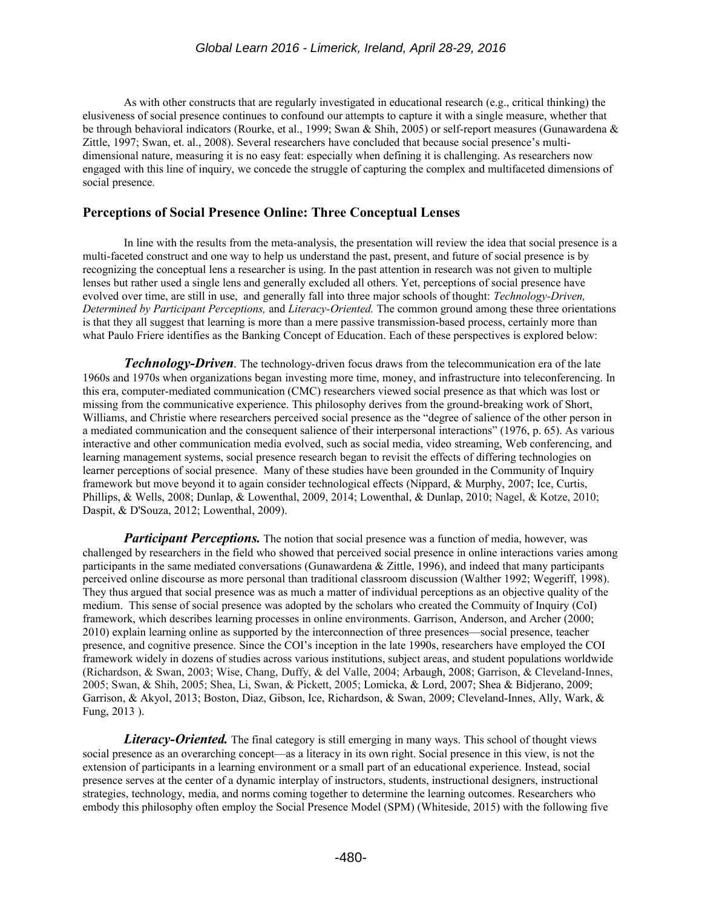As with other constructs that are regularly investigated in educational research (e.g., critical thinking) the elusiveness of social presence continues to confound our attempts to capture it with a single measure, whether that be through behavioral indicators (Rourke, et al., 1999; Swan & Shih, 2005) or self-report measures (Gunawardena & Zittle, 1997; Swan, et. al., 2008). Several researchers have concluded that because social presence's multi-dimensional nature, measuring it is no easy feat: especially when defining it is challenging. As researchers now engaged with this line of inquiry, we concede the struggle of capturing the complex and multifaceted dimensions of social presence.

## Perceptions of Social Presence Online: Three Conceptual Lenses

In line with the results from the meta-analysis, the presentation will review the idea that social presence is a multi-faceted construct and one way to help us understand the past, present, and future of social presence is by recognizing the conceptual lens a researcher is using. In the past attention in research was not given to multiple lenses but rather used a single lens and generally excluded all others. Yet, perceptions of social presence have evolved over time, are still in use, and generally fall into three major schools of thought: *Technology-Driven, Determined by Participant Perceptions,* and *Literacy-Oriented.* The common ground among these three orientations is that they all suggest that learning is more than a mere passive transmission-based process, certainly more than what Paulo Friere identifies as the Banking Concept of Education. Each of these perspectives is explored below:

***Technology-Driven***. The technology-driven focus draws from the telecommunication era of the late 1960s and 1970s when organizations began investing more time, money, and infrastructure into teleconferencing. In this era, computer-mediated communication (CMC) researchers viewed social presence as that which was lost or missing from the communicative experience. This philosophy derives from the ground-breaking work of Short, Williams, and Christie where researchers perceived social presence as the "degree of salience of the other person in a mediated communication and the consequent salience of their interpersonal interactions" (1976, p. 65). As various interactive and other communication media evolved, such as social media, video streaming, Web conferencing, and learning management systems, social presence research began to revisit the effects of differing technologies on learner perceptions of social presence. Many of these studies have been grounded in the Community of Inquiry framework but move beyond it to again consider technological effects (Nippard, & Murphy, 2007; Ice, Curtis, Phillips, & Wells, 2008; Dunlap, & Lowenthal, 2009, 2014; Lowenthal, & Dunlap, 2010; Nagel, & Kotze, 2010; Daspit, & D'Souza, 2012; Lowenthal, 2009).

***Participant Perceptions.*** The notion that social presence was a function of media, however, was challenged by researchers in the field who showed that perceived social presence in online interactions varies among participants in the same mediated conversations (Gunawardena & Zittle, 1996), and indeed that many participants perceived online discourse as more personal than traditional classroom discussion (Walther 1992; Wegeriff, 1998). They thus argued that social presence was as much a matter of individual perceptions as an objective quality of the medium. This sense of social presence was adopted by the scholars who created the Commuity of Inquiry (CoI) framework, which describes learning processes in online environments. Garrison, Anderson, and Archer (2000; 2010) explain learning online as supported by the interconnection of three presences—social presence, teacher presence, and cognitive presence. Since the COI's inception in the late 1990s, researchers have employed the COI framework widely in dozens of studies across various institutions, subject areas, and student populations worldwide (Richardson, & Swan, 2003; Wise, Chang, Duffy, & del Valle, 2004; Arbaugh, 2008; Garrison, & Cleveland-Innes, 2005; Swan, & Shih, 2005; Shea, Li, Swan, & Pickett, 2005; Lomicka, & Lord, 2007; Shea & Bidjerano, 2009; Garrison, & Akyol, 2013; Boston, Diaz, Gibson, Ice, Richardson, & Swan, 2009; Cleveland-Innes, Ally, Wark, & Fung, 2013 ).

***Literacy-Oriented.*** The final category is still emerging in many ways. This school of thought views social presence as an overarching concept—as a literacy in its own right. Social presence in this view, is not the extension of participants in a learning environment or a small part of an educational experience. Instead, social presence serves at the center of a dynamic interplay of instructors, students, instructional designers, instructional strategies, technology, media, and norms coming together to determine the learning outcomes. Researchers who embody this philosophy often employ the Social Presence Model (SPM) (Whiteside, 2015) with the following five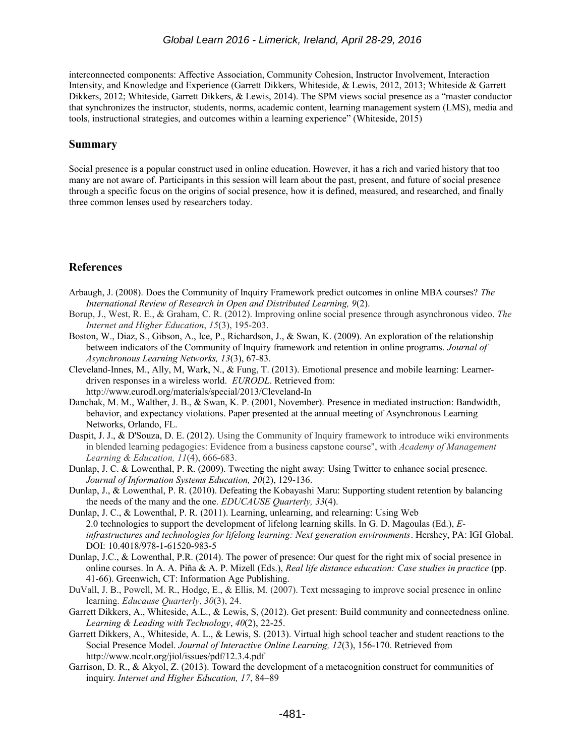interconnected components: Affective Association, Community Cohesion, Instructor Involvement, Interaction Intensity, and Knowledge and Experience (Garrett Dikkers, Whiteside, & Lewis, 2012, 2013; Whiteside & Garrett Dikkers, 2012; Whiteside, Garrett Dikkers, & Lewis, 2014). The SPM views social presence as a "master conductor that synchronizes the instructor, students, norms, academic content, learning management system (LMS), media and tools, instructional strategies, and outcomes within a learning experience" (Whiteside, 2015)

## Summary

Social presence is a popular construct used in online education. However, it has a rich and varied history that too many are not aware of. Participants in this session will learn about the past, present, and future of social presence through a specific focus on the origins of social presence, how it is defined, measured, and researched, and finally three common lenses used by researchers today.

## References

Arbaugh, J. (2008). Does the Community of Inquiry Framework predict outcomes in online MBA courses? *The International Review of Research in Open and Distributed Learning, 9*(2).

Borup, J., West, R. E., & Graham, C. R. (2012). Improving online social presence through asynchronous video. *The Internet and Higher Education*, *15*(3), 195-203.

Boston, W., Diaz, S., Gibson, A., Ice, P., Richardson, J., & Swan, K. (2009). An exploration of the relationship between indicators of the Community of Inquiry framework and retention in online programs. *Journal of Asynchronous Learning Networks, 13*(3), 67-83.

Cleveland-Innes, M., Ally, M, Wark, N., & Fung, T. (2013). Emotional presence and mobile learning: Learner-driven responses in a wireless world. *EURODL*. Retrieved from: http://www.eurodl.org/materials/special/2013/Cleveland-In

Danchak, M. M., Walther, J. B., & Swan, K. P. (2001, November). Presence in mediated instruction: Bandwidth, behavior, and expectancy violations. Paper presented at the annual meeting of Asynchronous Learning Networks, Orlando, FL.

Daspit, J. J., & D'Souza, D. E. (2012). Using the Community of Inquiry framework to introduce wiki environments in blended learning pedagogies: Evidence from a business capstone course", with *Academy of Management Learning & Education, 11*(4), 666-683.

Dunlap, J. C. & Lowenthal, P. R. (2009). Tweeting the night away: Using Twitter to enhance social presence. *Journal of Information Systems Education, 20*(2), 129-136.

Dunlap, J., & Lowenthal, P. R. (2010). Defeating the Kobayashi Maru: Supporting student retention by balancing the needs of the many and the one. *EDUCAUSE Quarterly, 33*(4).

Dunlap, J. C., & Lowenthal, P. R. (2011). Learning, unlearning, and relearning: Using Web 2.0 technologies to support the development of lifelong learning skills. In G. D. Magoulas (Ed.), *E-infrastructures and technologies for lifelong learning: Next generation environments*. Hershey, PA: IGI Global. DOI: 10.4018/978-1-61520-983-5

Dunlap, J.C., & Lowenthal, P.R. (2014). The power of presence: Our quest for the right mix of social presence in online courses. In A. A. Piña & A. P. Mizell (Eds.), *Real life distance education: Case studies in practice* (pp. 41-66). Greenwich, CT: Information Age Publishing.

DuVall, J. B., Powell, M. R., Hodge, E., & Ellis, M. (2007). Text messaging to improve social presence in online learning. *Educause Quarterly*, *30*(3), 24.

Garrett Dikkers, A., Whiteside, A.L., & Lewis, S, (2012). Get present: Build community and connectedness online. *Learning & Leading with Technology*, *40*(2), 22-25.

Garrett Dikkers, A., Whiteside, A. L., & Lewis, S. (2013). Virtual high school teacher and student reactions to the Social Presence Model. *Journal of Interactive Online Learning, 12*(3), 156-170. Retrieved from http://www.ncolr.org/jiol/issues/pdf/12.3.4.pdf

Garrison, D. R., & Akyol, Z. (2013). Toward the development of a metacognition construct for communities of inquiry. *Internet and Higher Education, 17*, 84–89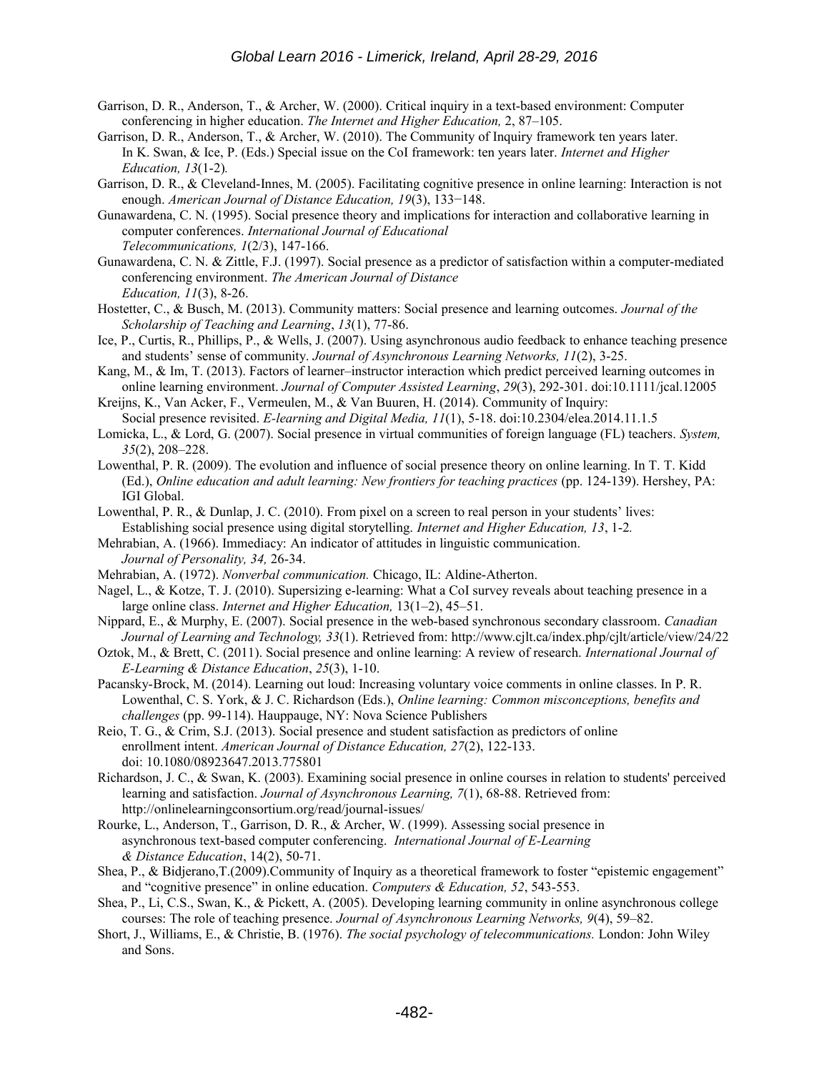Garrison, D. R., Anderson, T., & Archer, W. (2000). Critical inquiry in a text-based environment: Computer conferencing in higher education. *The Internet and Higher Education,* 2, 87–105.

Garrison, D. R., Anderson, T., & Archer, W. (2010). The Community of Inquiry framework ten years later. In K. Swan, & Ice, P. (Eds.) Special issue on the CoI framework: ten years later. *Internet and Higher Education, 13*(1-2)*.*

Garrison, D. R., & Cleveland-Innes, M. (2005). Facilitating cognitive presence in online learning: Interaction is not enough. *American Journal of Distance Education, 19*(3), 133−148.

Gunawardena, C. N. (1995). Social presence theory and implications for interaction and collaborative learning in computer conferences. *International Journal of Educational Telecommunications, 1*(2/3), 147-166.

Gunawardena, C. N. & Zittle, F.J. (1997). Social presence as a predictor of satisfaction within a computer-mediated conferencing environment. *The American Journal of Distance Education, 11*(3), 8-26.

Hostetter, C., & Busch, M. (2013). Community matters: Social presence and learning outcomes. *Journal of the Scholarship of Teaching and Learning*, *13*(1), 77-86.

Ice, P., Curtis, R., Phillips, P., & Wells, J. (2007). Using asynchronous audio feedback to enhance teaching presence and students' sense of community. *Journal of Asynchronous Learning Networks, 11*(2), 3-25.

Kang, M., & Im, T. (2013). Factors of learner–instructor interaction which predict perceived learning outcomes in online learning environment. *Journal of Computer Assisted Learning*, *29*(3), 292-301. doi:10.1111/jcal.12005

Kreijns, K., Van Acker, F., Vermeulen, M., & Van Buuren, H. (2014). Community of Inquiry: Social presence revisited. *E-learning and Digital Media, 11*(1), 5-18. doi:10.2304/elea.2014.11.1.5

Lomicka, L., & Lord, G. (2007). Social presence in virtual communities of foreign language (FL) teachers. *System, 35*(2), 208–228.

Lowenthal, P. R. (2009). The evolution and influence of social presence theory on online learning. In T. T. Kidd (Ed.), *Online education and adult learning: New frontiers for teaching practices* (pp. 124-139). Hershey, PA: IGI Global.

Lowenthal, P. R., & Dunlap, J. C. (2010). From pixel on a screen to real person in your students' lives: Establishing social presence using digital storytelling*. Internet and Higher Education, 13*, 1-2*.*

Mehrabian, A. (1966). Immediacy: An indicator of attitudes in linguistic communication. *Journal of Personality, 34,* 26-34.

Mehrabian, A. (1972). *Nonverbal communication.* Chicago, IL: Aldine-Atherton.

Nagel, L., & Kotze, T. J. (2010). Supersizing e-learning: What a CoI survey reveals about teaching presence in a large online class. *Internet and Higher Education,* 13(1–2), 45–51.

Nippard, E., & Murphy, E. (2007). Social presence in the web-based synchronous secondary classroom. *Canadian Journal of Learning and Technology, 33*(1). Retrieved from: http://www.cjlt.ca/index.php/cjlt/article/view/24/22

Oztok, M., & Brett, C. (2011). Social presence and online learning: A review of research. *International Journal of E-Learning & Distance Education*, *25*(3), 1-10.

Pacansky-Brock, M. (2014). Learning out loud: Increasing voluntary voice comments in online classes. In P. R. Lowenthal, C. S. York, & J. C. Richardson (Eds.), *Online learning: Common misconceptions, benefits and challenges* (pp. 99-114). Hauppauge, NY: Nova Science Publishers

Reio, T. G., & Crim, S.J. (2013). Social presence and student satisfaction as predictors of online enrollment intent. *American Journal of Distance Education, 27*(2), 122-133. doi: 10.1080/08923647.2013.775801

Richardson, J. C., & Swan, K. (2003). Examining social presence in online courses in relation to students' perceived learning and satisfaction. *Journal of Asynchronous Learning, 7*(1), 68-88. Retrieved from: http://onlinelearningconsortium.org/read/journal-issues/

Rourke, L., Anderson, T., Garrison, D. R., & Archer, W. (1999). Assessing social presence in asynchronous text-based computer conferencing. *International Journal of E-Learning & Distance Education*, 14(2), 50-71.

Shea, P., & Bidjerano,T.(2009).Community of Inquiry as a theoretical framework to foster "epistemic engagement" and "cognitive presence" in online education. *Computers & Education, 52*, 543-553.

Shea, P., Li, C.S., Swan, K., & Pickett, A. (2005). Developing learning community in online asynchronous college courses: The role of teaching presence. *Journal of Asynchronous Learning Networks, 9*(4), 59–82.

Short, J., Williams, E., & Christie, B. (1976). *The social psychology of telecommunications.* London: John Wiley and Sons.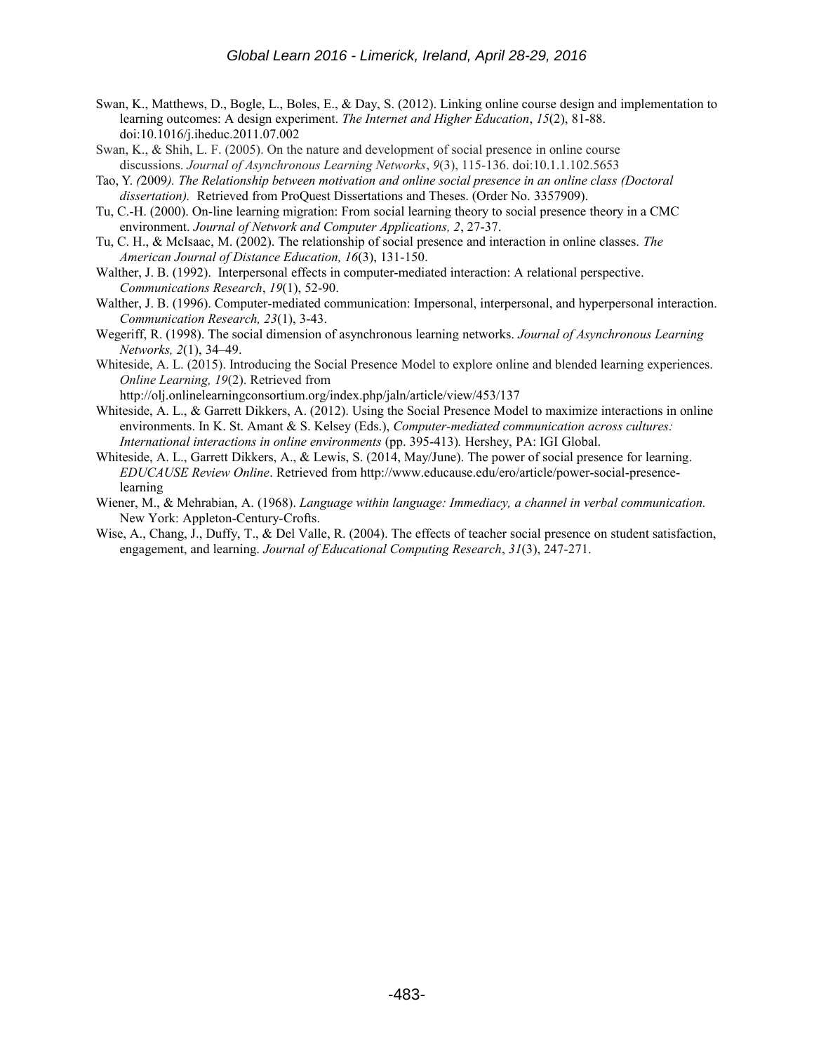Swan, K., Matthews, D., Bogle, L., Boles, E., & Day, S. (2012). Linking online course design and implementation to learning outcomes: A design experiment. *The Internet and Higher Education*, *15*(2), 81-88. doi:10.1016/j.iheduc.2011.07.002

Swan, K., & Shih, L. F. (2005). On the nature and development of social presence in online course discussions. *Journal of Asynchronous Learning Networks*, *9*(3), 115-136. doi:10.1.1.102.5653

Tao, Y. *(*2009*). The Relationship between motivation and online social presence in an online class (Doctoral dissertation).* Retrieved from ProQuest Dissertations and Theses. (Order No. 3357909).

Tu, C.-H. (2000). On-line learning migration: From social learning theory to social presence theory in a CMC environment. *Journal of Network and Computer Applications, 2*, 27-37.

Tu, C. H., & McIsaac, M. (2002). The relationship of social presence and interaction in online classes. *The American Journal of Distance Education, 16*(3), 131-150.

Walther, J. B. (1992). Interpersonal effects in computer-mediated interaction: A relational perspective. *Communications Research*, *19*(1), 52-90.

Walther, J. B. (1996). Computer-mediated communication: Impersonal, interpersonal, and hyperpersonal interaction. *Communication Research, 23*(1), 3-43.

Wegeriff, R. (1998). The social dimension of asynchronous learning networks. *Journal of Asynchronous Learning Networks, 2*(1), 34–49.

Whiteside, A. L. (2015). Introducing the Social Presence Model to explore online and blended learning experiences. *Online Learning, 19*(2). Retrieved from http://olj.onlinelearningconsortium.org/index.php/jaln/article/view/453/137

Whiteside, A. L., & Garrett Dikkers, A. (2012). Using the Social Presence Model to maximize interactions in online environments. In K. St. Amant & S. Kelsey (Eds.), *Computer-mediated communication across cultures: International interactions in online environments* (pp. 395-413)*.* Hershey, PA: IGI Global.

Whiteside, A. L., Garrett Dikkers, A., & Lewis, S. (2014, May/June). The power of social presence for learning. *EDUCAUSE Review Online*. Retrieved from http://www.educause.edu/ero/article/power-social-presence-learning

Wiener, M., & Mehrabian, A. (1968). *Language within language: Immediacy, a channel in verbal communication.* New York: Appleton-Century-Crofts.

Wise, A., Chang, J., Duffy, T., & Del Valle, R. (2004). The effects of teacher social presence on student satisfaction, engagement, and learning. *Journal of Educational Computing Research*, *31*(3), 247-271.